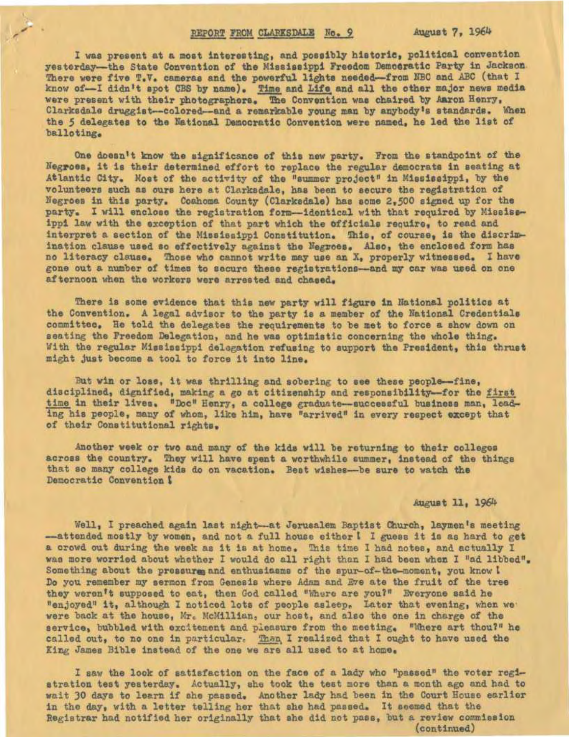## REPORT FROM CLARKSDALE No. 9 August 7, 1964

I was present at a most interesting, and possibly historic, political convention yesterday—the State Convention of the Mississippi Freedom Democratic Party in Jackson. There were five T.V. cameras and the powerful lights needed—from NBC and ABC (that I know of—I didn't spot CBS by name). Time and Life and all the other major news media were present with their photographers. The Convention was chaired by Aaron Henry, Clarksdale druggist—colored—and a remarkable young man by anybody's standards. When the 5 delegates to the National Democratic Convention were named, he led the list of balloting.

One doesn't know the significance of this new party. From the standpoint of the Negroes, it is their determined effort to replace the regular democrats in seating at Atlantic City. Most of the activity of the "summer project" in Mississippi, by the volunteers such as ours here at Clarksdale, has been to secure the registration of Negroes in this party. Coahoma County (Clarksdale) has some 2,500 signed up for the party. I will enclose the registration form—identical with that required by Mississippi law with the exception of that part which the officials require, to read and interpret a section of the Mississippi Constitution. This, of course, is the discrimination clause used so effectively against the Negroes. Also, the enclosed form has no literacy clause. Those who cannot write may use an X, properly witnessed. I have gone out a number of times to secure these registrations—and my car was used on one afternoon when the workers were arrested and chased.

There is some evidence that this new party will figure in National politics at the Convention. A legal advisor to the party is a member of the National Credentials committee. He told the delegates the requirements to be met to force a show down on seating the Freedom Delegation, and he was optimistic concerning the whole thing. With the regular Mississippi delegation refusing to support the President, this thrust might just become a tool to force it into line.

But win or lose, it was thrilling and sobering to see these people—fine, disciplined, dignified, making a go at citizenship and responsibility—for the first time in their lives. "Doc" Henry, a college graduate—successful business man, leading his people, many of whom, like him, have "arrived" in every respect except that of their Constitutional rights.

Another week or two and many of the kids will be returning to their colleges across the country. They will have spent a worthwhile summer, instead of the things that so many college kids do on vacation. Best wishes—be sure to watch the Democratic Convention !

August 11, 1964

Well, I preached again last night—at Jerusalem Baptist Church, laymen's meeting —attended mostly by women, and not a full house either ! I guess it is as hard to get a crowd out during the week as it is at home. This time I had notes, and actually I was more worried about whether I would do all right than I had been when I "ad libbed". Something about the pressures and enthusiasms of the spur-of-the-moment, you know ! Do you remember my sermon from Genesis where Adam and Eve ate the fruit of the tree they weren't supposed to eat, then God called "Where are you?" Everyone said he "enjoyed" it, although I noticed lots of people asleep. Later that evening, when we were back at the house, Mr. McMillian, our host, and also the one in charge of the service, bubbled with excitement and pleasure from the meeting. "Where art thou?" he called out, to no one in particular. Then I realized that I ought to have used the King James Bible instead of the one we are all used to at home.

I saw the look of satisfaction on the face of a lady who "passed" the voter registration test yesterday. Actually, she took the test more than a month ago and had to wait 30 days to learn if she passed. Another lady had been in the Court House earlier in the day, with a letter telling her that she had passed. It seemed that the Registrar had notified her originally that she did not pass, but a review commission

(continued)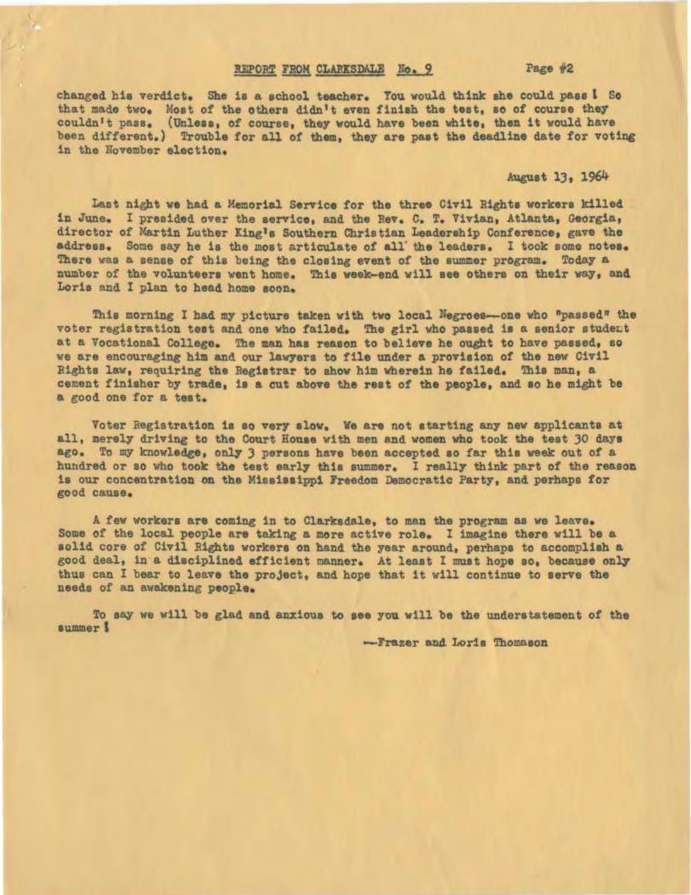changed his verdict. She is a school teacher. You would think she could pass! So that made two. Most of the others didn't even finish the test, so of course they couldn't pass. (Unless, of course, they would have been white, then it would have been different.) Trouble for all of them, they are past the deadline date for voting in the November election.

August 13, 1964

Last night we had a Memorial Service for the three Civil Rights workers killed in June. I presided over the service, and the Rev. C. T. Vivian, Atlanta, Georgia, director of Martin Luther King's Southern Christian Leadership Conference, gave the address. Some say he is the most articulate of all the leaders. I took some notes. There was a sense of this being the closing event of the summer program. Today a number of the volunteers went home. This week-end will see others on their way, and Loris and I plan to head home soon.

This morning I had my picture taken with two local Negroes--one who "passed" the voter registration test and one who failed. The girl who passed is a senior student at a Vocational College. The man has reason to believe he ought to have passed, so we are encouraging him and our lawyers to file under a provision of the new Civil Rights law, requiring the Registrar to show him wherein he failed. This man, a cement finisher by trade, is a cut above the rest of the people, and so he might be a good one for a test.

Voter Registration is so very slow. We are not starting any new applicants at all, merely driving to the Court House with men and women who took the test 30 days ago. To my knowledge, only 3 persons have been accepted so far this week out of a hundred or so who took the test early this summer. I really think part of the reason is our concentration on the Mississippi Freedom Democratic Party, and perhaps for good cause.

A few workers are coming in to Clarksdale, to man the program as we leave. Some of the local people are taking a more active role. I imagine there will be a solid core of Civil Rights workers on hand the year around, perhaps to accomplish a good deal, in a disciplined efficient manner. At least I must hope so, because only thus can I bear to leave the project, and hope that it will continue to serve the needs of an awakening people.

To say we will be glad and anxious to see you will be the understatement of the summer!

--Frazer and Loris Thomason